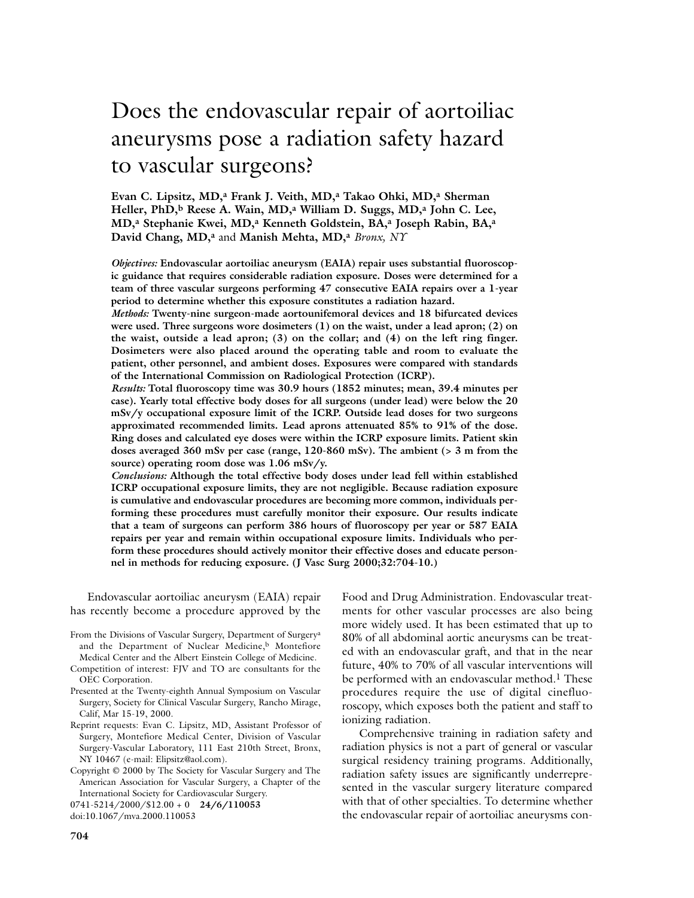# Does the endovascular repair of aortoiliac aneurysms pose a radiation safety hazard to vascular surgeons?

**Evan C. Lipsitz, MD,[a] Frank J. Veith, MD,[a] Takao Ohki, MD,[a] Sherman Heller, PhD,[b] Reese A. Wain, MD,[a] William D. Suggs, MD,[a] John C. Lee, MD,[a] Stephanie Kwei, MD,[a] Kenneth Goldstein, BA,[a] Joseph Rabin, BA,[a] David Chang, MD,[a]** and **Manish Mehta, MD,[a]** *Bronx, NY*

***Objectives:*** **Endovascular aortoiliac aneurysm (EAIA) repair uses substantial fluoroscopic guidance that requires considerable radiation exposure. Doses were determined for a team of three vascular surgeons performing 47 consecutive EAIA repairs over a 1-year period to determine whether this exposure constitutes a radiation hazard.**

***Methods:*** **Twenty-nine surgeon-made aortounifemoral devices and 18 bifurcated devices were used. Three surgeons wore dosimeters (1) on the waist, under a lead apron; (2) on the waist, outside a lead apron; (3) on the collar; and (4) on the left ring finger. Dosimeters were also placed around the operating table and room to evaluate the patient, other personnel, and ambient doses. Exposures were compared with standards of the International Commission on Radiological Protection (ICRP).**

***Results:*** **Total fluoroscopy time was 30.9 hours (1852 minutes; mean, 39.4 minutes per case). Yearly total effective body doses for all surgeons (under lead) were below the 20 mSv/y occupational exposure limit of the ICRP. Outside lead doses for two surgeons approximated recommended limits. Lead aprons attenuated 85% to 91% of the dose. Ring doses and calculated eye doses were within the ICRP exposure limits. Patient skin doses averaged 360 mSv per case (range, 120-860 mSv). The ambient (> 3 m from the source) operating room dose was 1.06 mSv/y.**

***Conclusions:*** **Although the total effective body doses under lead fell within established ICRP occupational exposure limits, they are not negligible. Because radiation exposure is cumulative and endovascular procedures are becoming more common, individuals performing these procedures must carefully monitor their exposure. Our results indicate that a team of surgeons can perform 386 hours of fluoroscopy per year or 587 EAIA repairs per year and remain within occupational exposure limits. Individuals who perform these procedures should actively monitor their effective doses and educate personnel in methods for reducing exposure. (J Vasc Surg 2000;32:704-10.)**

Endovascular aortoiliac aneurysm (EAIA) repair has recently become a procedure approved by the Food and Drug Administration. Endovascular treatments for other vascular processes are also being more widely used. It has been estimated that up to 80% of all abdominal aortic aneurysms can be treated with an endovascular graft, and that in the near future, 40% to 70% of all vascular interventions will be performed with an endovascular method.[1] These procedures require the use of digital cinefluoroscopy, which exposes both the patient and staff to ionizing radiation.

Comprehensive training in radiation safety and radiation physics is not a part of general or vascular surgical residency training programs. Additionally, radiation safety issues are significantly underrepresented in the vascular surgery literature compared with that of other specialties. To determine whether the endovascular repair of aortoiliac aneurysms con-

From the Divisions of Vascular Surgery, Department of Surgery[a] and the Department of Nuclear Medicine,[b] Montefiore Medical Center and the Albert Einstein College of Medicine.

Competition of interest: FJV and TO are consultants for the OEC Corporation.

Presented at the Twenty-eighth Annual Symposium on Vascular Surgery, Society for Clinical Vascular Surgery, Rancho Mirage, Calif, Mar 15-19, 2000.

Reprint requests: Evan C. Lipsitz, MD, Assistant Professor of Surgery, Montefiore Medical Center, Division of Vascular Surgery-Vascular Laboratory, 111 East 210th Street, Bronx, NY 10467 (e-mail: Elipsitz@aol.com).

Copyright © 2000 by The Society for Vascular Surgery and The American Association for Vascular Surgery, a Chapter of the International Society for Cardiovascular Surgery.

0741-5214/2000/$12.00 + 0 **24/6/110053**

doi:10.1067/mva.2000.110053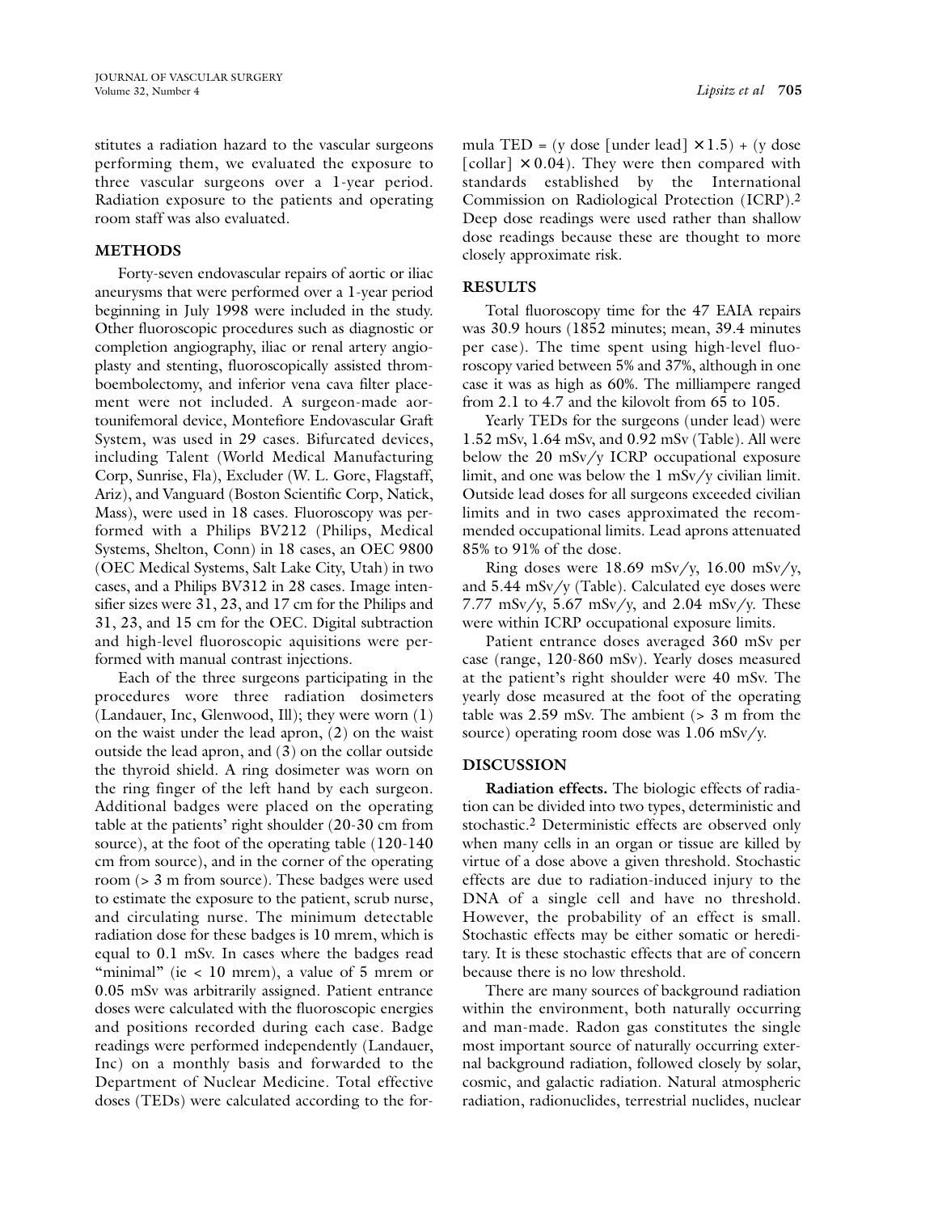stitutes a radiation hazard to the vascular surgeons performing them, we evaluated the exposure to three vascular surgeons over a 1-year period. Radiation exposure to the patients and operating room staff was also evaluated.

## METHODS

Forty-seven endovascular repairs of aortic or iliac aneurysms that were performed over a 1-year period beginning in July 1998 were included in the study. Other fluoroscopic procedures such as diagnostic or completion angiography, iliac or renal artery angioplasty and stenting, fluoroscopically assisted thromboembolectomy, and inferior vena cava filter placement were not included. A surgeon-made aortounifemoral device, Montefiore Endovascular Graft System, was used in 29 cases. Bifurcated devices, including Talent (World Medical Manufacturing Corp, Sunrise, Fla), Excluder (W. L. Gore, Flagstaff, Ariz), and Vanguard (Boston Scientific Corp, Natick, Mass), were used in 18 cases. Fluoroscopy was performed with a Philips BV212 (Philips, Medical Systems, Shelton, Conn) in 18 cases, an OEC 9800 (OEC Medical Systems, Salt Lake City, Utah) in two cases, and a Philips BV312 in 28 cases. Image intensifier sizes were 31, 23, and 17 cm for the Philips and 31, 23, and 15 cm for the OEC. Digital subtraction and high-level fluoroscopic aquisitions were performed with manual contrast injections.

Each of the three surgeons participating in the procedures wore three radiation dosimeters (Landauer, Inc, Glenwood, Ill); they were worn (1) on the waist under the lead apron, (2) on the waist outside the lead apron, and (3) on the collar outside the thyroid shield. A ring dosimeter was worn on the ring finger of the left hand by each surgeon. Additional badges were placed on the operating table at the patients' right shoulder (20-30 cm from source), at the foot of the operating table (120-140 cm from source), and in the corner of the operating room (> 3 m from source). These badges were used to estimate the exposure to the patient, scrub nurse, and circulating nurse. The minimum detectable radiation dose for these badges is 10 mrem, which is equal to 0.1 mSv. In cases where the badges read "minimal" (ie < 10 mrem), a value of 5 mrem or 0.05 mSv was arbitrarily assigned. Patient entrance doses were calculated with the fluoroscopic energies and positions recorded during each case. Badge readings were performed independently (Landauer, Inc) on a monthly basis and forwarded to the Department of Nuclear Medicine. Total effective doses (TEDs) were calculated according to the formula TED = (y dose [under lead] $\times$ 1.5) + (y dose [collar] $\times$ 0.04). They were then compared with standards established by the International Commission on Radiological Protection (ICRP).[2] Deep dose readings were used rather than shallow dose readings because these are thought to more closely approximate risk.

## RESULTS

Total fluoroscopy time for the 47 EAIA repairs was 30.9 hours (1852 minutes; mean, 39.4 minutes per case). The time spent using high-level fluoroscopy varied between 5% and 37%, although in one case it was as high as 60%. The milliampere ranged from 2.1 to 4.7 and the kilovolt from 65 to 105.

Yearly TEDs for the surgeons (under lead) were 1.52 mSv, 1.64 mSv, and 0.92 mSv (Table). All were below the 20 mSv/y ICRP occupational exposure limit, and one was below the 1 mSv/y civilian limit. Outside lead doses for all surgeons exceeded civilian limits and in two cases approximated the recommended occupational limits. Lead aprons attenuated 85% to 91% of the dose.

Ring doses were 18.69 mSv/y, 16.00 mSv/y, and 5.44 mSv/y (Table). Calculated eye doses were 7.77 mSv/y, 5.67 mSv/y, and 2.04 mSv/y. These were within ICRP occupational exposure limits.

Patient entrance doses averaged 360 mSv per case (range, 120-860 mSv). Yearly doses measured at the patient's right shoulder were 40 mSv. The yearly dose measured at the foot of the operating table was 2.59 mSv. The ambient (> 3 m from the source) operating room dose was 1.06 mSv/y.

## DISCUSSION

**Radiation effects.** The biologic effects of radiation can be divided into two types, deterministic and stochastic.[2] Deterministic effects are observed only when many cells in an organ or tissue are killed by virtue of a dose above a given threshold. Stochastic effects are due to radiation-induced injury to the DNA of a single cell and have no threshold. However, the probability of an effect is small. Stochastic effects may be either somatic or hereditary. It is these stochastic effects that are of concern because there is no low threshold.

There are many sources of background radiation within the environment, both naturally occurring and man-made. Radon gas constitutes the single most important source of naturally occurring external background radiation, followed closely by solar, cosmic, and galactic radiation. Natural atmospheric radiation, radionuclides, terrestrial nuclides, nuclear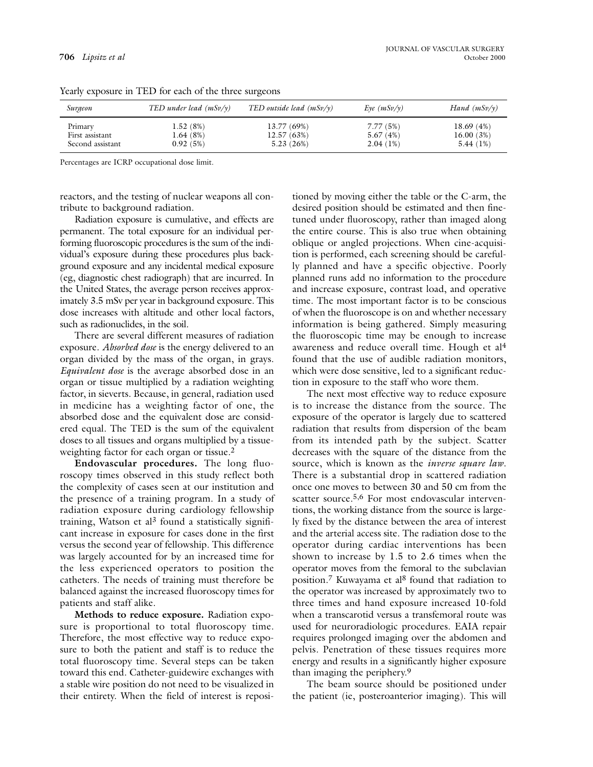Yearly exposure in TED for each of the three surgeons

| Surgeon | TED under lead (mSv/y) | TED outside lead (mSv/y) | Eye (mSv/y) | Hand (mSv/y) |
|---|---|---|---|---|
| Primary | 1.52 (8%) | 13.77 (69%) | 7.77 (5%) | 18.69 (4%) |
| First assistant | 1.64 (8%) | 12.57 (63%) | 5.67 (4%) | 16.00 (3%) |
| Second assistant | 0.92 (5%) | 5.23 (26%) | 2.04 (1%) | 5.44 (1%) |

Percentages are ICRP occupational dose limit.

reactors, and the testing of nuclear weapons all contribute to background radiation.

Radiation exposure is cumulative, and effects are permanent. The total exposure for an individual performing fluoroscopic procedures is the sum of the individual's exposure during these procedures plus background exposure and any incidental medical exposure (eg, diagnostic chest radiograph) that are incurred. In the United States, the average person receives approximately 3.5 mSv per year in background exposure. This dose increases with altitude and other local factors, such as radionuclides, in the soil.

There are several different measures of radiation exposure. *Absorbed dose* is the energy delivered to an organ divided by the mass of the organ, in grays. *Equivalent dose* is the average absorbed dose in an organ or tissue multiplied by a radiation weighting factor, in sieverts. Because, in general, radiation used in medicine has a weighting factor of one, the absorbed dose and the equivalent dose are considered equal. The TED is the sum of the equivalent doses to all tissues and organs multiplied by a tissue-weighting factor for each organ or tissue.[2]

**Endovascular procedures.** The long fluoroscopy times observed in this study reflect both the complexity of cases seen at our institution and the presence of a training program. In a study of radiation exposure during cardiology fellowship training, Watson et al[3] found a statistically significant increase in exposure for cases done in the first versus the second year of fellowship. This difference was largely accounted for by an increased time for the less experienced operators to position the catheters. The needs of training must therefore be balanced against the increased fluoroscopy times for patients and staff alike.

**Methods to reduce exposure.** Radiation exposure is proportional to total fluoroscopy time. Therefore, the most effective way to reduce exposure to both the patient and staff is to reduce the total fluoroscopy time. Several steps can be taken toward this end. Catheter-guidewire exchanges with a stable wire position do not need to be visualized in their entirety. When the field of interest is repositioned by moving either the table or the C-arm, the desired position should be estimated and then fine-tuned under fluoroscopy, rather than imaged along the entire course. This is also true when obtaining oblique or angled projections. When cine-acquisition is performed, each screening should be carefully planned and have a specific objective. Poorly planned runs add no information to the procedure and increase exposure, contrast load, and operative time. The most important factor is to be conscious of when the fluoroscope is on and whether necessary information is being gathered. Simply measuring the fluoroscopic time may be enough to increase awareness and reduce overall time. Hough et al[4] found that the use of audible radiation monitors, which were dose sensitive, led to a significant reduction in exposure to the staff who wore them.

The next most effective way to reduce exposure is to increase the distance from the source. The exposure of the operator is largely due to scattered radiation that results from dispersion of the beam from its intended path by the subject. Scatter decreases with the square of the distance from the source, which is known as the *inverse square law.* There is a substantial drop in scattered radiation once one moves to between 30 and 50 cm from the scatter source.[5,6] For most endovascular interventions, the working distance from the source is largely fixed by the distance between the area of interest and the arterial access site. The radiation dose to the operator during cardiac interventions has been shown to increase by 1.5 to 2.6 times when the operator moves from the femoral to the subclavian position.[7] Kuwayama et al[8] found that radiation to the operator was increased by approximately two to three times and hand exposure increased 10-fold when a transcarotid versus a transfemoral route was used for neuroradiologic procedures. EAIA repair requires prolonged imaging over the abdomen and pelvis. Penetration of these tissues requires more energy and results in a significantly higher exposure than imaging the periphery.[9]

The beam source should be positioned under the patient (ie, posteroanterior imaging). This will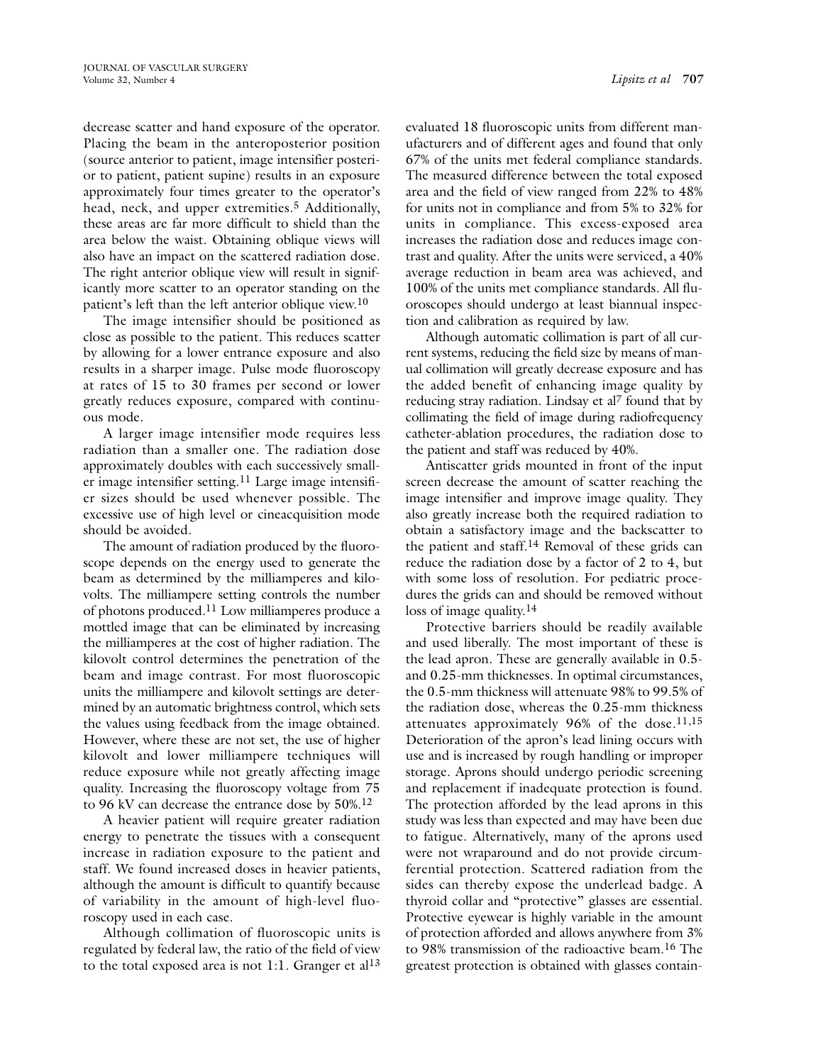decrease scatter and hand exposure of the operator. Placing the beam in the anteroposterior position (source anterior to patient, image intensifier posterior to patient, patient supine) results in an exposure approximately four times greater to the operator's head, neck, and upper extremities.[5] Additionally, these areas are far more difficult to shield than the area below the waist. Obtaining oblique views will also have an impact on the scattered radiation dose. The right anterior oblique view will result in significantly more scatter to an operator standing on the patient's left than the left anterior oblique view.[10]

The image intensifier should be positioned as close as possible to the patient. This reduces scatter by allowing for a lower entrance exposure and also results in a sharper image. Pulse mode fluoroscopy at rates of 15 to 30 frames per second or lower greatly reduces exposure, compared with continuous mode.

A larger image intensifier mode requires less radiation than a smaller one. The radiation dose approximately doubles with each successively smaller image intensifier setting.[11] Large image intensifier sizes should be used whenever possible. The excessive use of high level or cineacquisition mode should be avoided.

The amount of radiation produced by the fluoroscope depends on the energy used to generate the beam as determined by the milliamperes and kilovolts. The milliampere setting controls the number of photons produced.[11] Low milliamperes produce a mottled image that can be eliminated by increasing the milliamperes at the cost of higher radiation. The kilovolt control determines the penetration of the beam and image contrast. For most fluoroscopic units the milliampere and kilovolt settings are determined by an automatic brightness control, which sets the values using feedback from the image obtained. However, where these are not set, the use of higher kilovolt and lower milliampere techniques will reduce exposure while not greatly affecting image quality. Increasing the fluoroscopy voltage from 75 to 96 kV can decrease the entrance dose by 50%.[12]

A heavier patient will require greater radiation energy to penetrate the tissues with a consequent increase in radiation exposure to the patient and staff. We found increased doses in heavier patients, although the amount is difficult to quantify because of variability in the amount of high-level fluoroscopy used in each case.

Although collimation of fluoroscopic units is regulated by federal law, the ratio of the field of view to the total exposed area is not 1:1. Granger et al[13] evaluated 18 fluoroscopic units from different manufacturers and of different ages and found that only 67% of the units met federal compliance standards. The measured difference between the total exposed area and the field of view ranged from 22% to 48% for units not in compliance and from 5% to 32% for units in compliance. This excess-exposed area increases the radiation dose and reduces image contrast and quality. After the units were serviced, a 40% average reduction in beam area was achieved, and 100% of the units met compliance standards. All fluoroscopes should undergo at least biannual inspection and calibration as required by law.

Although automatic collimation is part of all current systems, reducing the field size by means of manual collimation will greatly decrease exposure and has the added benefit of enhancing image quality by reducing stray radiation. Lindsay et al[7] found that by collimating the field of image during radiofrequency catheter-ablation procedures, the radiation dose to the patient and staff was reduced by 40%.

Antiscatter grids mounted in front of the input screen decrease the amount of scatter reaching the image intensifier and improve image quality. They also greatly increase both the required radiation to obtain a satisfactory image and the backscatter to the patient and staff.[14] Removal of these grids can reduce the radiation dose by a factor of 2 to 4, but with some loss of resolution. For pediatric procedures the grids can and should be removed without loss of image quality.[14]

Protective barriers should be readily available and used liberally. The most important of these is the lead apron. These are generally available in 0.5- and 0.25-mm thicknesses. In optimal circumstances, the 0.5-mm thickness will attenuate 98% to 99.5% of the radiation dose, whereas the 0.25-mm thickness attenuates approximately 96% of the dose.[11,15] Deterioration of the apron's lead lining occurs with use and is increased by rough handling or improper storage. Aprons should undergo periodic screening and replacement if inadequate protection is found. The protection afforded by the lead aprons in this study was less than expected and may have been due to fatigue. Alternatively, many of the aprons used were not wraparound and do not provide circumferential protection. Scattered radiation from the sides can thereby expose the underlead badge. A thyroid collar and "protective" glasses are essential. Protective eyewear is highly variable in the amount of protection afforded and allows anywhere from 3% to 98% transmission of the radioactive beam.[16] The greatest protection is obtained with glasses contain-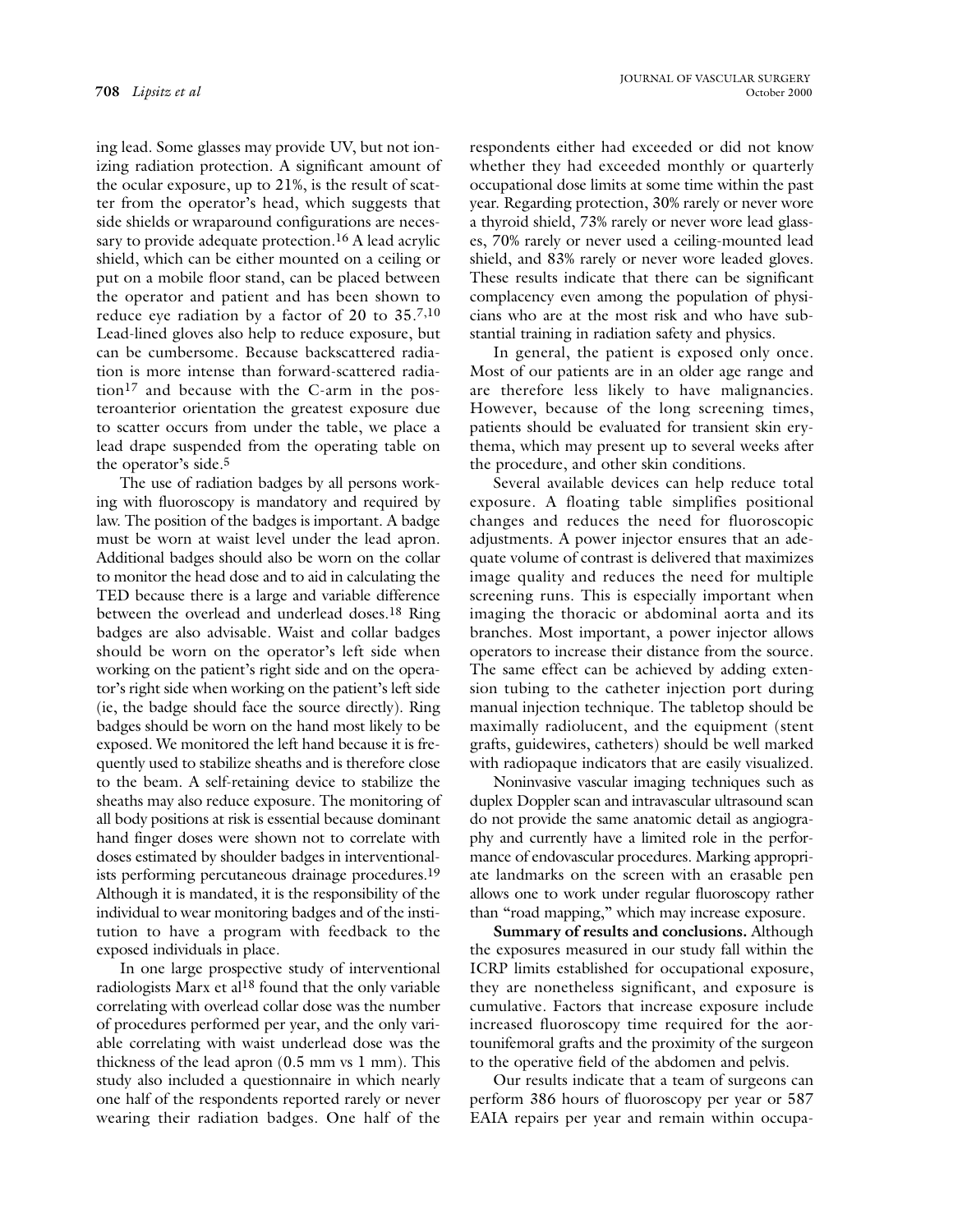ing lead. Some glasses may provide UV, but not ionizing radiation protection. A significant amount of the ocular exposure, up to 21%, is the result of scatter from the operator's head, which suggests that side shields or wraparound configurations are necessary to provide adequate protection.[16] A lead acrylic shield, which can be either mounted on a ceiling or put on a mobile floor stand, can be placed between the operator and patient and has been shown to reduce eye radiation by a factor of 20 to 35.[7,10] Lead-lined gloves also help to reduce exposure, but can be cumbersome. Because backscattered radiation is more intense than forward-scattered radiation[17] and because with the C-arm in the posteroanterior orientation the greatest exposure due to scatter occurs from under the table, we place a lead drape suspended from the operating table on the operator's side.[5]

The use of radiation badges by all persons working with fluoroscopy is mandatory and required by law. The position of the badges is important. A badge must be worn at waist level under the lead apron. Additional badges should also be worn on the collar to monitor the head dose and to aid in calculating the TED because there is a large and variable difference between the overlead and underlead doses.[18] Ring badges are also advisable. Waist and collar badges should be worn on the operator's left side when working on the patient's right side and on the operator's right side when working on the patient's left side (ie, the badge should face the source directly). Ring badges should be worn on the hand most likely to be exposed. We monitored the left hand because it is frequently used to stabilize sheaths and is therefore close to the beam. A self-retaining device to stabilize the sheaths may also reduce exposure. The monitoring of all body positions at risk is essential because dominant hand finger doses were shown not to correlate with doses estimated by shoulder badges in interventionalists performing percutaneous drainage procedures.[19] Although it is mandated, it is the responsibility of the individual to wear monitoring badges and of the institution to have a program with feedback to the exposed individuals in place.

In one large prospective study of interventional radiologists Marx et al[18] found that the only variable correlating with overlead collar dose was the number of procedures performed per year, and the only variable correlating with waist underlead dose was the thickness of the lead apron (0.5 mm vs 1 mm). This study also included a questionnaire in which nearly one half of the respondents reported rarely or never wearing their radiation badges. One half of the respondents either had exceeded or did not know whether they had exceeded monthly or quarterly occupational dose limits at some time within the past year. Regarding protection, 30% rarely or never wore a thyroid shield, 73% rarely or never wore lead glasses, 70% rarely or never used a ceiling-mounted lead shield, and 83% rarely or never wore leaded gloves. These results indicate that there can be significant complacency even among the population of physicians who are at the most risk and who have substantial training in radiation safety and physics.

In general, the patient is exposed only once. Most of our patients are in an older age range and are therefore less likely to have malignancies. However, because of the long screening times, patients should be evaluated for transient skin erythema, which may present up to several weeks after the procedure, and other skin conditions.

Several available devices can help reduce total exposure. A floating table simplifies positional changes and reduces the need for fluoroscopic adjustments. A power injector ensures that an adequate volume of contrast is delivered that maximizes image quality and reduces the need for multiple screening runs. This is especially important when imaging the thoracic or abdominal aorta and its branches. Most important, a power injector allows operators to increase their distance from the source. The same effect can be achieved by adding extension tubing to the catheter injection port during manual injection technique. The tabletop should be maximally radiolucent, and the equipment (stent grafts, guidewires, catheters) should be well marked with radiopaque indicators that are easily visualized.

Noninvasive vascular imaging techniques such as duplex Doppler scan and intravascular ultrasound scan do not provide the same anatomic detail as angiography and currently have a limited role in the performance of endovascular procedures. Marking appropriate landmarks on the screen with an erasable pen allows one to work under regular fluoroscopy rather than "road mapping," which may increase exposure.

**Summary of results and conclusions.** Although the exposures measured in our study fall within the ICRP limits established for occupational exposure, they are nonetheless significant, and exposure is cumulative. Factors that increase exposure include increased fluoroscopy time required for the aortounifemoral grafts and the proximity of the surgeon to the operative field of the abdomen and pelvis.

Our results indicate that a team of surgeons can perform 386 hours of fluoroscopy per year or 587 EAIA repairs per year and remain within occupa-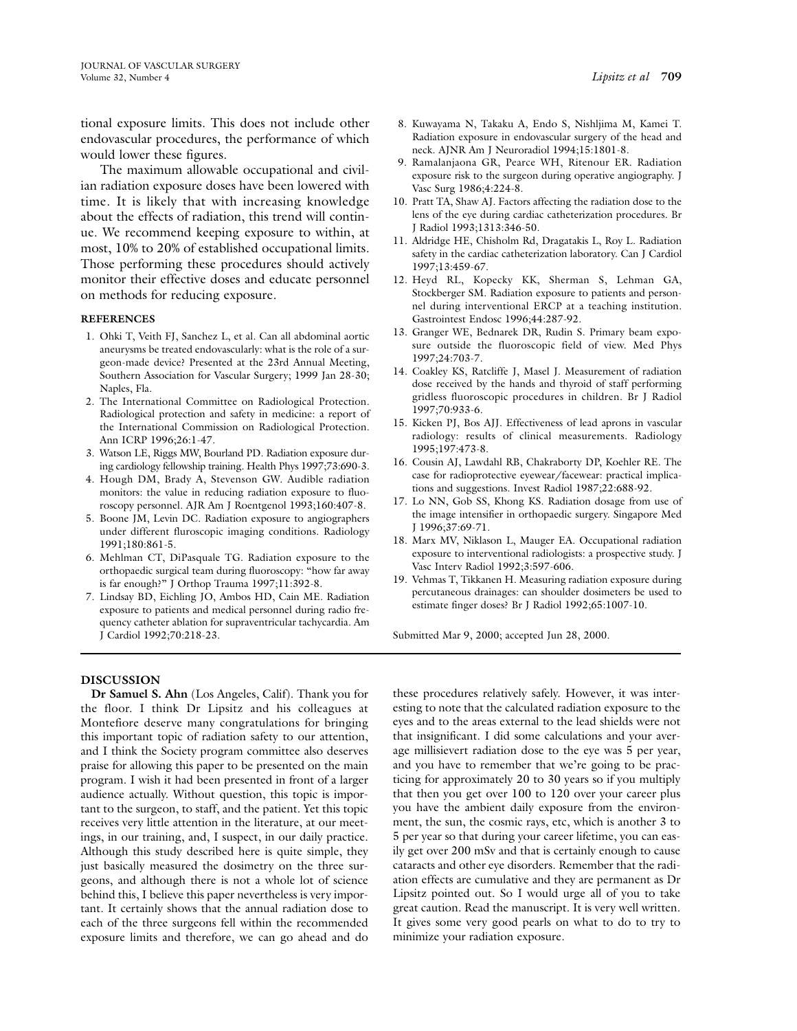tional exposure limits. This does not include other endovascular procedures, the performance of which would lower these figures.

The maximum allowable occupational and civilian radiation exposure doses have been lowered with time. It is likely that with increasing knowledge about the effects of radiation, this trend will continue. We recommend keeping exposure to within, at most, 10% to 20% of established occupational limits. Those performing these procedures should actively monitor their effective doses and educate personnel on methods for reducing exposure.

## REFERENCES

1. Ohki T, Veith FJ, Sanchez L, et al. Can all abdominal aortic aneurysms be treated endovascularly: what is the role of a surgeon-made device? Presented at the 23rd Annual Meeting, Southern Association for Vascular Surgery; 1999 Jan 28-30; Naples, Fla.
2. The International Committee on Radiological Protection. Radiological protection and safety in medicine: a report of the International Commission on Radiological Protection. Ann ICRP 1996;26:1-47.
3. Watson LE, Riggs MW, Bourland PD. Radiation exposure during cardiology fellowship training. Health Phys 1997;73:690-3.
4. Hough DM, Brady A, Stevenson GW. Audible radiation monitors: the value in reducing radiation exposure to fluoroscopy personnel. AJR Am J Roentgenol 1993;160:407-8.
5. Boone JM, Levin DC. Radiation exposure to angiographers under different fluroscopic imaging conditions. Radiology 1991;180:861-5.
6. Mehlman CT, DiPasquale TG. Radiation exposure to the orthopaedic surgical team during fluoroscopy: "how far away is far enough?" J Orthop Trauma 1997;11:392-8.
7. Lindsay BD, Eichling JO, Ambos HD, Cain ME. Radiation exposure to patients and medical personnel during radio frequency catheter ablation for supraventricular tachycardia. Am J Cardiol 1992;70:218-23.
8. Kuwayama N, Takaku A, Endo S, Nishljima M, Kamei T. Radiation exposure in endovascular surgery of the head and neck. AJNR Am J Neuroradiol 1994;15:1801-8.
9. Ramalanjaona GR, Pearce WH, Ritenour ER. Radiation exposure risk to the surgeon during operative angiography. J Vasc Surg 1986;4:224-8.
10. Pratt TA, Shaw AJ. Factors affecting the radiation dose to the lens of the eye during cardiac catheterization procedures. Br J Radiol 1993;1313:346-50.
11. Aldridge HE, Chisholm Rd, Dragatakis L, Roy L. Radiation safety in the cardiac catheterization laboratory. Can J Cardiol 1997;13:459-67.
12. Heyd RL, Kopecky KK, Sherman S, Lehman GA, Stockberger SM. Radiation exposure to patients and personnel during interventional ERCP at a teaching institution. Gastrointest Endosc 1996;44:287-92.
13. Granger WE, Bednarek DR, Rudin S. Primary beam exposure outside the fluoroscopic field of view. Med Phys 1997;24:703-7.
14. Coakley KS, Ratcliffe J, Masel J. Measurement of radiation dose received by the hands and thyroid of staff performing gridless fluoroscopic procedures in children. Br J Radiol 1997;70:933-6.
15. Kicken PJ, Bos AJJ. Effectiveness of lead aprons in vascular radiology: results of clinical measurements. Radiology 1995;197:473-8.
16. Cousin AJ, Lawdahl RB, Chakraborty DP, Koehler RE. The case for radioprotective eyewear/facewear: practical implications and suggestions. Invest Radiol 1987;22:688-92.
17. Lo NN, Gob SS, Khong KS. Radiation dosage from use of the image intensifier in orthopaedic surgery. Singapore Med J 1996;37:69-71.
18. Marx MV, Niklason L, Mauger EA. Occupational radiation exposure to interventional radiologists: a prospective study. J Vasc Interv Radiol 1992;3:597-606.
19. Vehmas T, Tikkanen H. Measuring radiation exposure during percutaneous drainages: can shoulder dosimeters be used to estimate finger doses? Br J Radiol 1992;65:1007-10.

Submitted Mar 9, 2000; accepted Jun 28, 2000.

## DISCUSSION

**Dr Samuel S. Ahn** (Los Angeles, Calif). Thank you for the floor. I think Dr Lipsitz and his colleagues at Montefiore deserve many congratulations for bringing this important topic of radiation safety to our attention, and I think the Society program committee also deserves praise for allowing this paper to be presented on the main program. I wish it had been presented in front of a larger audience actually. Without question, this topic is important to the surgeon, to staff, and the patient. Yet this topic receives very little attention in the literature, at our meetings, in our training, and, I suspect, in our daily practice. Although this study described here is quite simple, they just basically measured the dosimetry on the three surgeons, and although there is not a whole lot of science behind this, I believe this paper nevertheless is very important. It certainly shows that the annual radiation dose to each of the three surgeons fell within the recommended exposure limits and therefore, we can go ahead and do these procedures relatively safely. However, it was interesting to note that the calculated radiation exposure to the eyes and to the areas external to the lead shields were not that insignificant. I did some calculations and your average millisievert radiation dose to the eye was 5 per year, and you have to remember that we're going to be practicing for approximately 20 to 30 years so if you multiply that then you get over 100 to 120 over your career plus you have the ambient daily exposure from the environment, the sun, the cosmic rays, etc, which is another 3 to 5 per year so that during your career lifetime, you can easily get over 200 mSv and that is certainly enough to cause cataracts and other eye disorders. Remember that the radiation effects are cumulative and they are permanent as Dr Lipsitz pointed out. So I would urge all of you to take great caution. Read the manuscript. It is very well written. It gives some very good pearls on what to do to try to minimize your radiation exposure.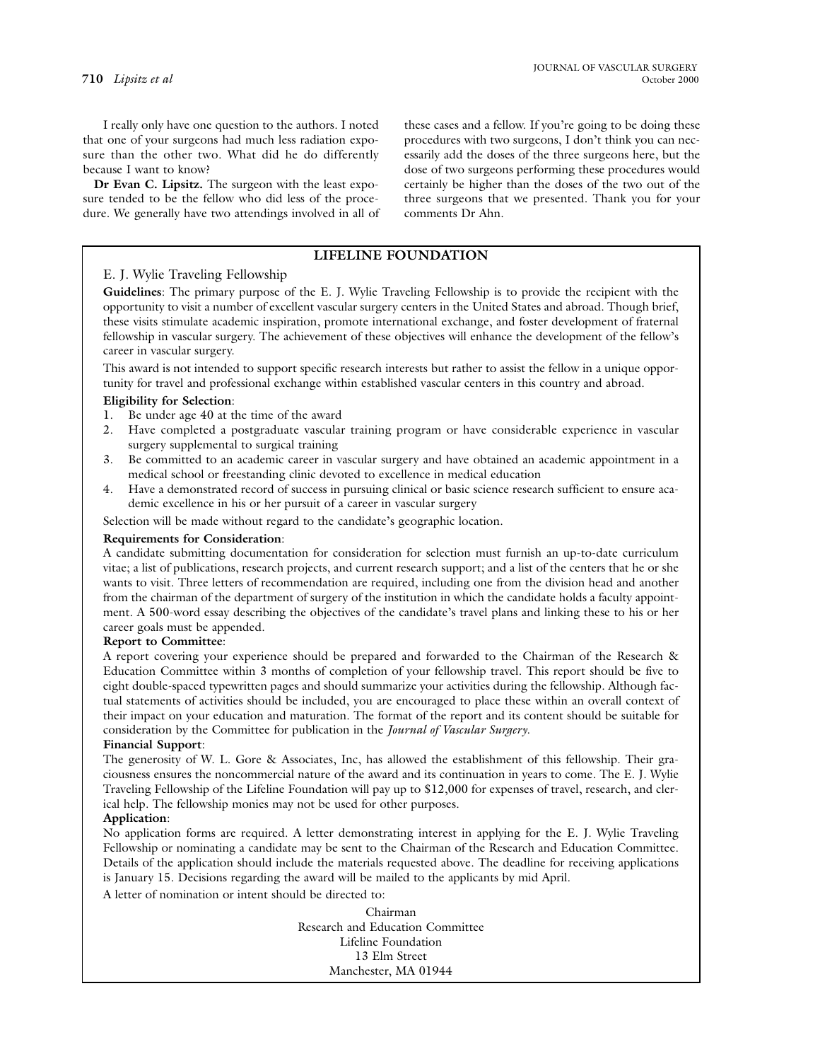I really only have one question to the authors. I noted that one of your surgeons had much less radiation exposure than the other two. What did he do differently because I want to know?

**Dr Evan C. Lipsitz.** The surgeon with the least exposure tended to be the fellow who did less of the procedure. We generally have two attendings involved in all of these cases and a fellow. If you're going to be doing these procedures with two surgeons, I don't think you can necessarily add the doses of the three surgeons here, but the dose of two surgeons performing these procedures would certainly be higher than the doses of the two out of the three surgeons that we presented. Thank you for your comments Dr Ahn.

## LIFELINE FOUNDATION

### E. J. Wylie Traveling Fellowship

**Guidelines**: The primary purpose of the E. J. Wylie Traveling Fellowship is to provide the recipient with the opportunity to visit a number of excellent vascular surgery centers in the United States and abroad. Though brief, these visits stimulate academic inspiration, promote international exchange, and foster development of fraternal fellowship in vascular surgery. The achievement of these objectives will enhance the development of the fellow's career in vascular surgery.

This award is not intended to support specific research interests but rather to assist the fellow in a unique opportunity for travel and professional exchange within established vascular centers in this country and abroad.

**Eligibility for Selection**:

1. Be under age 40 at the time of the award
2. Have completed a postgraduate vascular training program or have considerable experience in vascular surgery supplemental to surgical training
3. Be committed to an academic career in vascular surgery and have obtained an academic appointment in a medical school or freestanding clinic devoted to excellence in medical education
4. Have a demonstrated record of success in pursuing clinical or basic science research sufficient to ensure academic excellence in his or her pursuit of a career in vascular surgery

Selection will be made without regard to the candidate's geographic location.

**Requirements for Consideration**:

A candidate submitting documentation for consideration for selection must furnish an up-to-date curriculum vitae; a list of publications, research projects, and current research support; and a list of the centers that he or she wants to visit. Three letters of recommendation are required, including one from the division head and another from the chairman of the department of surgery of the institution in which the candidate holds a faculty appointment. A 500-word essay describing the objectives of the candidate's travel plans and linking these to his or her career goals must be appended.

**Report to Committee**:

A report covering your experience should be prepared and forwarded to the Chairman of the Research & Education Committee within 3 months of completion of your fellowship travel. This report should be five to eight double-spaced typewritten pages and should summarize your activities during the fellowship. Although factual statements of activities should be included, you are encouraged to place these within an overall context of their impact on your education and maturation. The format of the report and its content should be suitable for consideration by the Committee for publication in the *Journal of Vascular Surgery*.

**Financial Support**:

The generosity of W. L. Gore & Associates, Inc, has allowed the establishment of this fellowship. Their graciousness ensures the noncommercial nature of the award and its continuation in years to come. The E. J. Wylie Traveling Fellowship of the Lifeline Foundation will pay up to $12,000 for expenses of travel, research, and clerical help. The fellowship monies may not be used for other purposes.

**Application**:

No application forms are required. A letter demonstrating interest in applying for the E. J. Wylie Traveling Fellowship or nominating a candidate may be sent to the Chairman of the Research and Education Committee. Details of the application should include the materials requested above. The deadline for receiving applications is January 15. Decisions regarding the award will be mailed to the applicants by mid April.

A letter of nomination or intent should be directed to:

Chairman
Research and Education Committee
Lifeline Foundation
13 Elm Street
Manchester, MA 01944